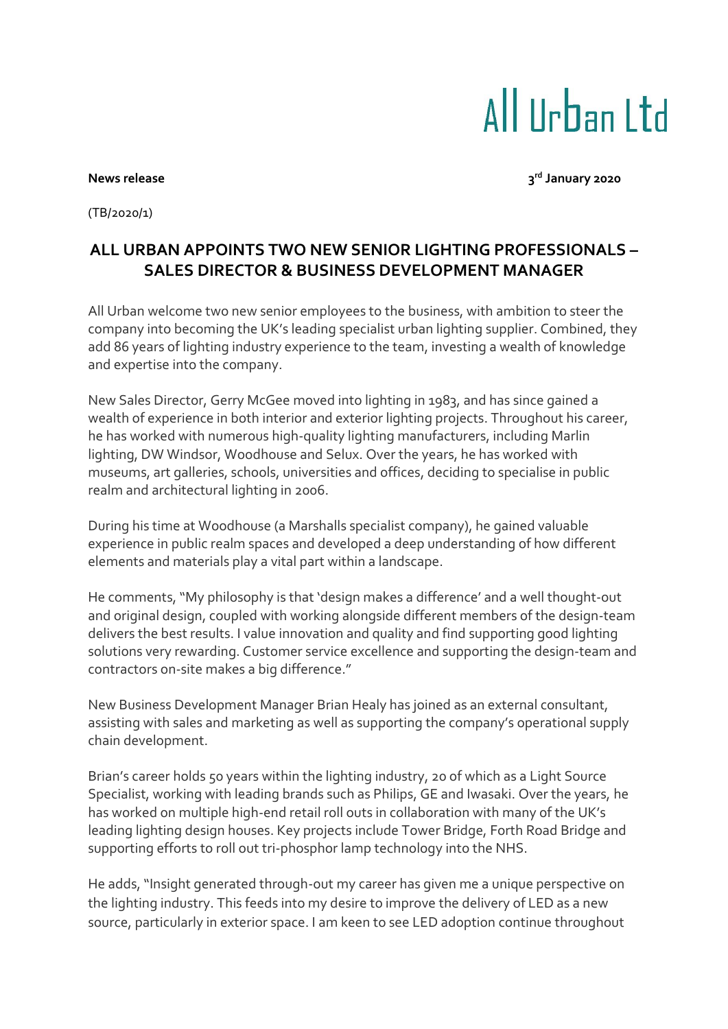# All Urban Ltd

**News release** **3rd January 2020**

(TB/2020/1)

## ALL URBAN APPOINTS TWO NEW SENIOR LIGHTING PROFESSIONALS – SALES DIRECTOR & BUSINESS DEVELOPMENT MANAGER

All Urban welcome two new senior employees to the business, with ambition to steer the company into becoming the UK's leading specialist urban lighting supplier. Combined, they add 86 years of lighting industry experience to the team, investing a wealth of knowledge and expertise into the company.

New Sales Director, Gerry McGee moved into lighting in 1983, and has since gained a wealth of experience in both interior and exterior lighting projects. Throughout his career, he has worked with numerous high-quality lighting manufacturers, including Marlin lighting, DW Windsor, Woodhouse and Selux. Over the years, he has worked with museums, art galleries, schools, universities and offices, deciding to specialise in public realm and architectural lighting in 2006.

During his time at Woodhouse (a Marshalls specialist company), he gained valuable experience in public realm spaces and developed a deep understanding of how different elements and materials play a vital part within a landscape.

He comments, "My philosophy is that 'design makes a difference' and a well thought-out and original design, coupled with working alongside different members of the design-team delivers the best results. I value innovation and quality and find supporting good lighting solutions very rewarding. Customer service excellence and supporting the design-team and contractors on-site makes a big difference."

New Business Development Manager Brian Healy has joined as an external consultant, assisting with sales and marketing as well as supporting the company's operational supply chain development.

Brian's career holds 50 years within the lighting industry, 20 of which as a Light Source Specialist, working with leading brands such as Philips, GE and Iwasaki. Over the years, he has worked on multiple high-end retail roll outs in collaboration with many of the UK's leading lighting design houses. Key projects include Tower Bridge, Forth Road Bridge and supporting efforts to roll out tri-phosphor lamp technology into the NHS.

He adds, "Insight generated through-out my career has given me a unique perspective on the lighting industry. This feeds into my desire to improve the delivery of LED as a new source, particularly in exterior space. I am keen to see LED adoption continue throughout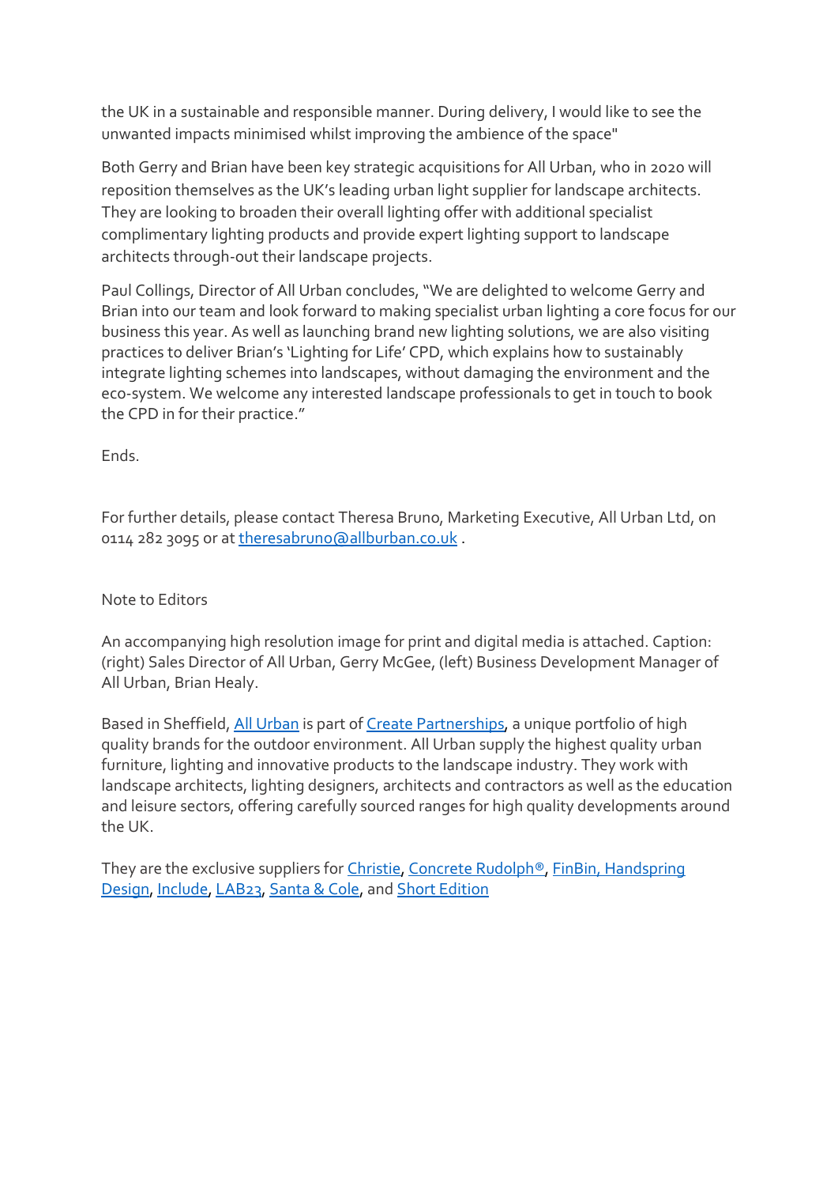the UK in a sustainable and responsible manner. During delivery, I would like to see the unwanted impacts minimised whilst improving the ambience of the space"

Both Gerry and Brian have been key strategic acquisitions for All Urban, who in 2020 will reposition themselves as the UK's leading urban light supplier for landscape architects. They are looking to broaden their overall lighting offer with additional specialist complimentary lighting products and provide expert lighting support to landscape architects through-out their landscape projects.

Paul Collings, Director of All Urban concludes, "We are delighted to welcome Gerry and Brian into our team and look forward to making specialist urban lighting a core focus for our business this year. As well as launching brand new lighting solutions, we are also visiting practices to deliver Brian's 'Lighting for Life' CPD, which explains how to sustainably integrate lighting schemes into landscapes, without damaging the environment and the eco-system. We welcome any interested landscape professionals to get in touch to book the CPD in for their practice."

Ends.

For further details, please contact Theresa Bruno, Marketing Executive, All Urban Ltd, on 0114 282 3095 or at theresabruno@allburban.co.uk .

Note to Editors

An accompanying high resolution image for print and digital media is attached. Caption: (right) Sales Director of All Urban, Gerry McGee, (left) Business Development Manager of All Urban, Brian Healy.

Based in Sheffield, All Urban is part of Create Partnerships, a unique portfolio of high quality brands for the outdoor environment. All Urban supply the highest quality urban furniture, lighting and innovative products to the landscape industry. They work with landscape architects, lighting designers, architects and contractors as well as the education and leisure sectors, offering carefully sourced ranges for high quality developments around the UK.

They are the exclusive suppliers for Christie, Concrete Rudolph®, FinBin, Handspring Design, Include, LAB23, Santa & Cole, and Short Edition